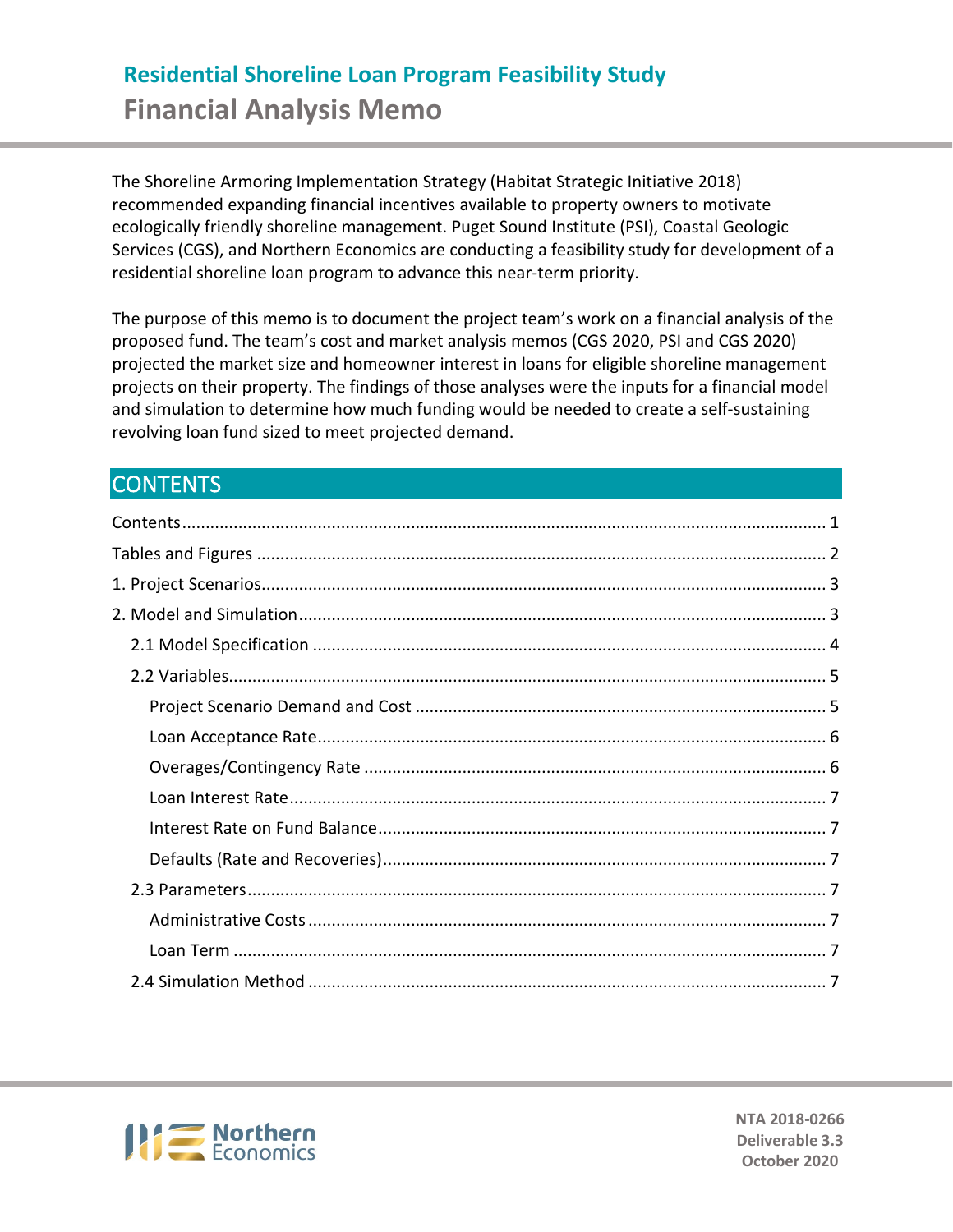# Residential Shoreline Loan Program Feasibility Study

# Financial Analysis Memo

The Shoreline Armoring Implementation Strategy (Habitat Strategic Initiative 2018) recommended expanding financial incentives available to property owners to motivate ecologically friendly shoreline management. Puget Sound Institute (PSI), Coastal Geologic Services (CGS), and Northern Economics are conducting a feasibility study for development of a residential shoreline loan program to advance this near-term priority.

The purpose of this memo is to document the project team's work on a financial analysis of the proposed fund. The team's cost and market analysis memos (CGS 2020, PSI and CGS 2020) projected the market size and homeowner interest in loans for eligible shoreline management projects on their property. The findings of those analyses were the inputs for a financial model and simulation to determine how much funding would be needed to create a self-sustaining revolving loan fund sized to meet projected demand.

## CONTENTS

- Contents ........ 1
- Tables and Figures ........ 2
- 1. Project Scenarios ........ 3
- 2. Model and Simulation ........ 3
  - 2.1 Model Specification ........ 4
  - 2.2 Variables ........ 5
    - Project Scenario Demand and Cost ........ 5
    - Loan Acceptance Rate ........ 6
    - Overages/Contingency Rate ........ 6
    - Loan Interest Rate ........ 7
    - Interest Rate on Fund Balance ........ 7
    - Defaults (Rate and Recoveries) ........ 7
  - 2.3 Parameters ........ 7
    - Administrative Costs ........ 7
    - Loan Term ........ 7
  - 2.4 Simulation Method ........ 7

NTA 2018-0266
Deliverable 3.3
October 2020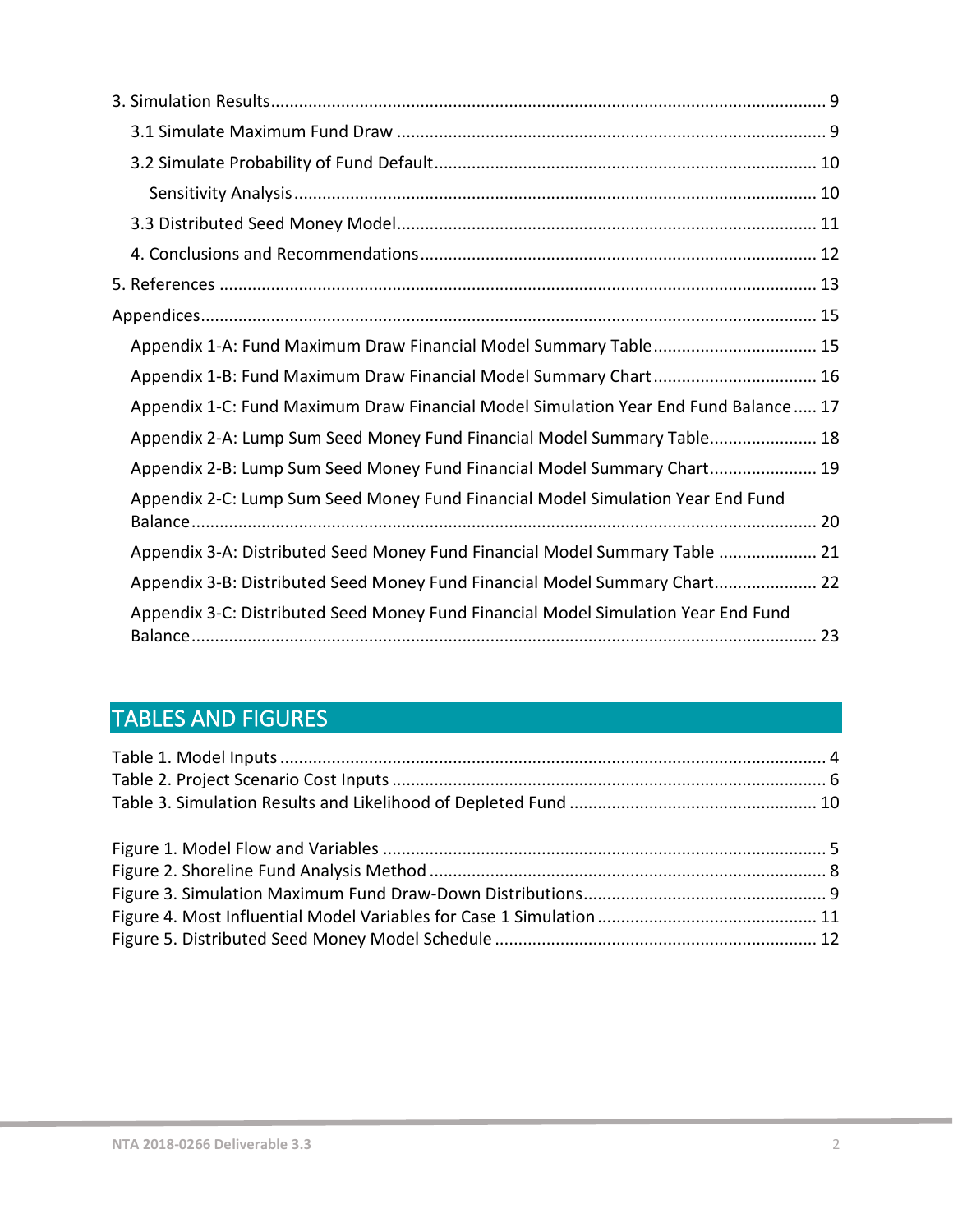3. Simulation Results ..................................................................................................................... 9

  3.1 Simulate Maximum Fund Draw ........................................................................................... 9

  3.2 Simulate Probability of Fund Default ................................................................................. 10

    Sensitivity Analysis .............................................................................................................. 10

  3.3 Distributed Seed Money Model ......................................................................................... 11

  4. Conclusions and Recommendations .................................................................................... 12

5. References .............................................................................................................................. 13

Appendices .................................................................................................................................. 15

  Appendix 1-A: Fund Maximum Draw Financial Model Summary Table ................................... 15

  Appendix 1-B: Fund Maximum Draw Financial Model Summary Chart ................................... 16

  Appendix 1-C: Fund Maximum Draw Financial Model Simulation Year End Fund Balance ..... 17

  Appendix 2-A: Lump Sum Seed Money Fund Financial Model Summary Table ....................... 18

  Appendix 2-B: Lump Sum Seed Money Fund Financial Model Summary Chart ....................... 19

  Appendix 2-C: Lump Sum Seed Money Fund Financial Model Simulation Year End Fund Balance .................................................................................................................................... 20

  Appendix 3-A: Distributed Seed Money Fund Financial Model Summary Table ..................... 21

  Appendix 3-B: Distributed Seed Money Fund Financial Model Summary Chart ...................... 22

  Appendix 3-C: Distributed Seed Money Fund Financial Model Simulation Year End Fund Balance .................................................................................................................................... 23

## TABLES AND FIGURES

Table 1. Model Inputs ................................................................................................................... 4
Table 2. Project Scenario Cost Inputs ........................................................................................... 6
Table 3. Simulation Results and Likelihood of Depleted Fund .................................................... 10

Figure 1. Model Flow and Variables ............................................................................................. 5
Figure 2. Shoreline Fund Analysis Method .................................................................................... 8
Figure 3. Simulation Maximum Fund Draw-Down Distributions ................................................... 9
Figure 4. Most Influential Model Variables for Case 1 Simulation .............................................. 11
Figure 5. Distributed Seed Money Model Schedule .................................................................... 12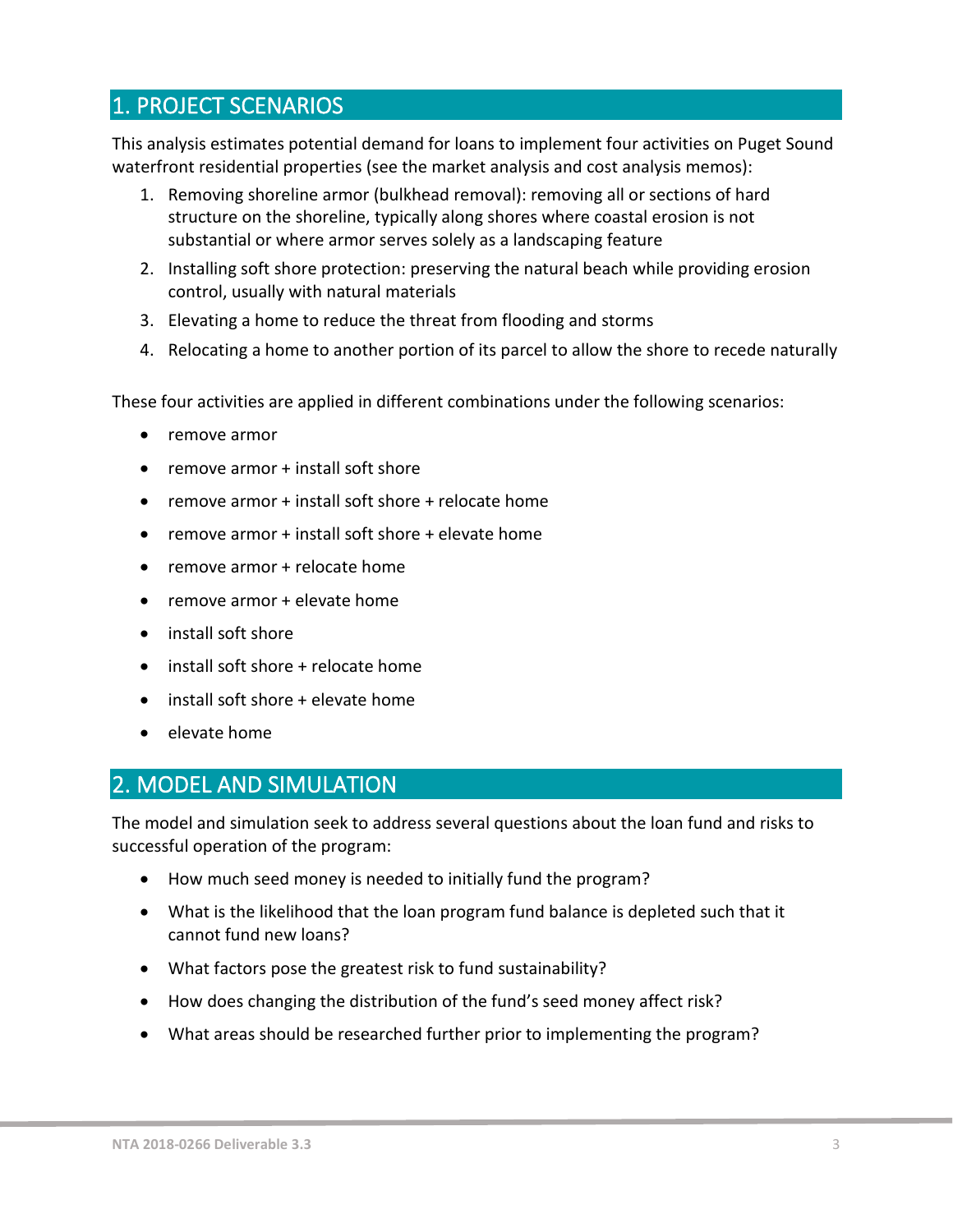## 1. PROJECT SCENARIOS

This analysis estimates potential demand for loans to implement four activities on Puget Sound waterfront residential properties (see the market analysis and cost analysis memos):

1. Removing shoreline armor (bulkhead removal): removing all or sections of hard structure on the shoreline, typically along shores where coastal erosion is not substantial or where armor serves solely as a landscaping feature
2. Installing soft shore protection: preserving the natural beach while providing erosion control, usually with natural materials
3. Elevating a home to reduce the threat from flooding and storms
4. Relocating a home to another portion of its parcel to allow the shore to recede naturally

These four activities are applied in different combinations under the following scenarios:

- remove armor
- remove armor + install soft shore
- remove armor + install soft shore + relocate home
- remove armor + install soft shore + elevate home
- remove armor + relocate home
- remove armor + elevate home
- install soft shore
- install soft shore + relocate home
- install soft shore + elevate home
- elevate home

## 2. MODEL AND SIMULATION

The model and simulation seek to address several questions about the loan fund and risks to successful operation of the program:

- How much seed money is needed to initially fund the program?
- What is the likelihood that the loan program fund balance is depleted such that it cannot fund new loans?
- What factors pose the greatest risk to fund sustainability?
- How does changing the distribution of the fund's seed money affect risk?
- What areas should be researched further prior to implementing the program?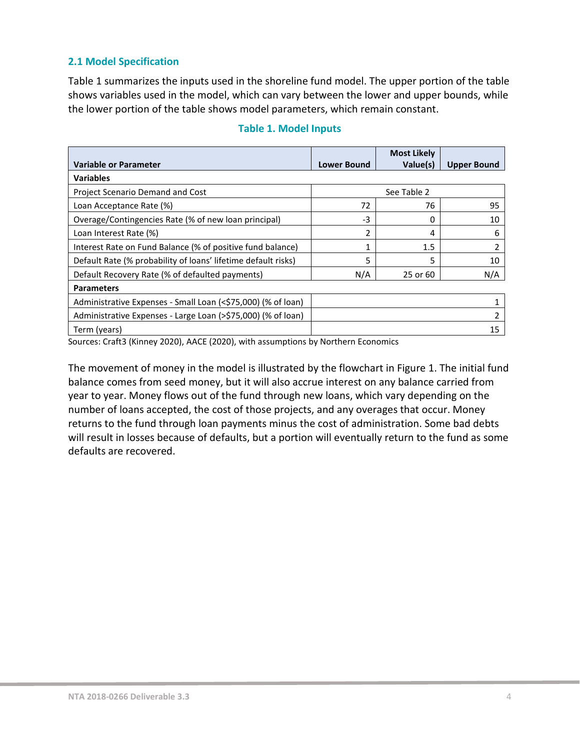### 2.1 Model Specification

Table 1 summarizes the inputs used in the shoreline fund model. The upper portion of the table shows variables used in the model, which can vary between the lower and upper bounds, while the lower portion of the table shows model parameters, which remain constant.

**Table 1. Model Inputs**

| Variable or Parameter | Lower Bound | Most Likely Value(s) | Upper Bound |
|---|---|---|---|
| **Variables** | | | |
| Project Scenario Demand and Cost | | See Table 2 | |
| Loan Acceptance Rate (%) | 72 | 76 | 95 |
| Overage/Contingencies Rate (% of new loan principal) | -3 | 0 | 10 |
| Loan Interest Rate (%) | 2 | 4 | 6 |
| Interest Rate on Fund Balance (% of positive fund balance) | 1 | 1.5 | 2 |
| Default Rate (% probability of loans' lifetime default risks) | 5 | 5 | 10 |
| Default Recovery Rate (% of defaulted payments) | N/A | 25 or 60 | N/A |
| **Parameters** | | | |
| Administrative Expenses - Small Loan (<$75,000) (% of loan) | | | 1 |
| Administrative Expenses - Large Loan (>$75,000) (% of loan) | | | 2 |
| Term (years) | | | 15 |

Sources: Craft3 (Kinney 2020), AACE (2020), with assumptions by Northern Economics

The movement of money in the model is illustrated by the flowchart in Figure 1. The initial fund balance comes from seed money, but it will also accrue interest on any balance carried from year to year. Money flows out of the fund through new loans, which vary depending on the number of loans accepted, the cost of those projects, and any overages that occur. Money returns to the fund through loan payments minus the cost of administration. Some bad debts will result in losses because of defaults, but a portion will eventually return to the fund as some defaults are recovered.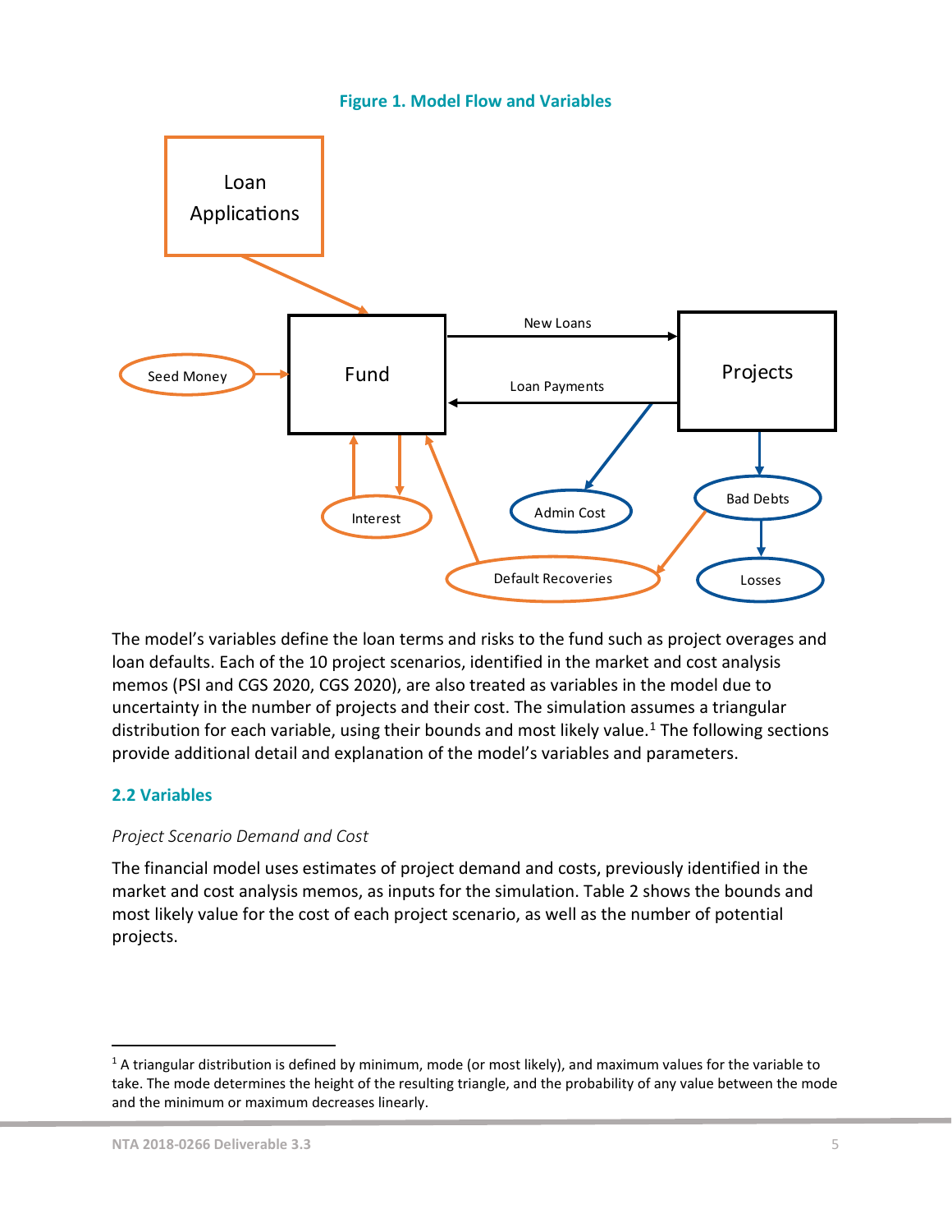**Figure 1. Model Flow and Variables**

The model's variables define the loan terms and risks to the fund such as project overages and loan defaults. Each of the 10 project scenarios, identified in the market and cost analysis memos (PSI and CGS 2020, CGS 2020), are also treated as variables in the model due to uncertainty in the number of projects and their cost. The simulation assumes a triangular distribution for each variable, using their bounds and most likely value.[1] The following sections provide additional detail and explanation of the model's variables and parameters.

## 2.2 Variables

*Project Scenario Demand and Cost*

The financial model uses estimates of project demand and costs, previously identified in the market and cost analysis memos, as inputs for the simulation. Table 2 shows the bounds and most likely value for the cost of each project scenario, as well as the number of potential projects.

---

[1] A triangular distribution is defined by minimum, mode (or most likely), and maximum values for the variable to take. The mode determines the height of the resulting triangle, and the probability of any value between the mode and the minimum or maximum decreases linearly.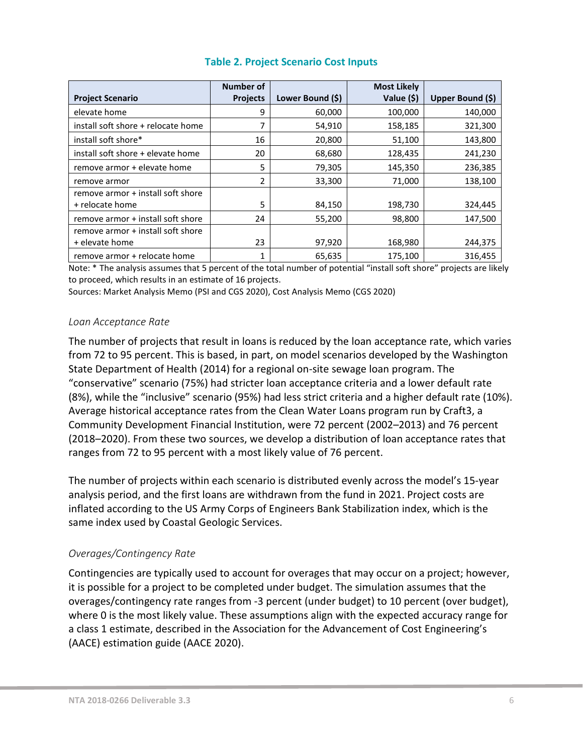**Table 2. Project Scenario Cost Inputs**

| Project Scenario | Number of Projects | Lower Bound ($) | Most Likely Value ($) | Upper Bound ($) |
|---|---|---|---|---|
| elevate home | 9 | 60,000 | 100,000 | 140,000 |
| install soft shore + relocate home | 7 | 54,910 | 158,185 | 321,300 |
| install soft shore* | 16 | 20,800 | 51,100 | 143,800 |
| install soft shore + elevate home | 20 | 68,680 | 128,435 | 241,230 |
| remove armor + elevate home | 5 | 79,305 | 145,350 | 236,385 |
| remove armor | 2 | 33,300 | 71,000 | 138,100 |
| remove armor + install soft shore + relocate home | 5 | 84,150 | 198,730 | 324,445 |
| remove armor + install soft shore | 24 | 55,200 | 98,800 | 147,500 |
| remove armor + install soft shore + elevate home | 23 | 97,920 | 168,980 | 244,375 |
| remove armor + relocate home | 1 | 65,635 | 175,100 | 316,455 |

Note: * The analysis assumes that 5 percent of the total number of potential "install soft shore" projects are likely to proceed, which results in an estimate of 16 projects.
Sources: Market Analysis Memo (PSI and CGS 2020), Cost Analysis Memo (CGS 2020)

*Loan Acceptance Rate*

The number of projects that result in loans is reduced by the loan acceptance rate, which varies from 72 to 95 percent. This is based, in part, on model scenarios developed by the Washington State Department of Health (2014) for a regional on-site sewage loan program. The "conservative" scenario (75%) had stricter loan acceptance criteria and a lower default rate (8%), while the "inclusive" scenario (95%) had less strict criteria and a higher default rate (10%). Average historical acceptance rates from the Clean Water Loans program run by Craft3, a Community Development Financial Institution, were 72 percent (2002–2013) and 76 percent (2018–2020). From these two sources, we develop a distribution of loan acceptance rates that ranges from 72 to 95 percent with a most likely value of 76 percent.

The number of projects within each scenario is distributed evenly across the model's 15-year analysis period, and the first loans are withdrawn from the fund in 2021. Project costs are inflated according to the US Army Corps of Engineers Bank Stabilization index, which is the same index used by Coastal Geologic Services.

*Overages/Contingency Rate*

Contingencies are typically used to account for overages that may occur on a project; however, it is possible for a project to be completed under budget. The simulation assumes that the overages/contingency rate ranges from -3 percent (under budget) to 10 percent (over budget), where 0 is the most likely value. These assumptions align with the expected accuracy range for a class 1 estimate, described in the Association for the Advancement of Cost Engineering's (AACE) estimation guide (AACE 2020).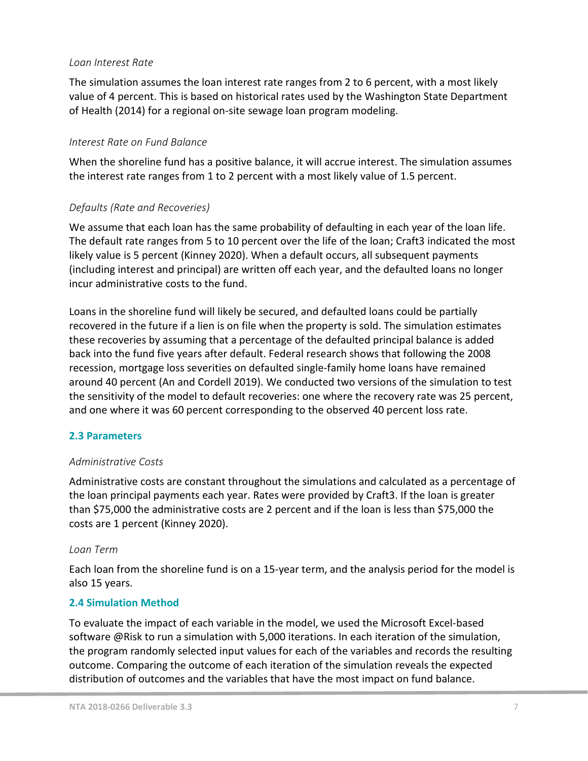*Loan Interest Rate*

The simulation assumes the loan interest rate ranges from 2 to 6 percent, with a most likely value of 4 percent. This is based on historical rates used by the Washington State Department of Health (2014) for a regional on-site sewage loan program modeling.

*Interest Rate on Fund Balance*

When the shoreline fund has a positive balance, it will accrue interest. The simulation assumes the interest rate ranges from 1 to 2 percent with a most likely value of 1.5 percent.

*Defaults (Rate and Recoveries)*

We assume that each loan has the same probability of defaulting in each year of the loan life. The default rate ranges from 5 to 10 percent over the life of the loan; Craft3 indicated the most likely value is 5 percent (Kinney 2020). When a default occurs, all subsequent payments (including interest and principal) are written off each year, and the defaulted loans no longer incur administrative costs to the fund.

Loans in the shoreline fund will likely be secured, and defaulted loans could be partially recovered in the future if a lien is on file when the property is sold. The simulation estimates these recoveries by assuming that a percentage of the defaulted principal balance is added back into the fund five years after default. Federal research shows that following the 2008 recession, mortgage loss severities on defaulted single-family home loans have remained around 40 percent (An and Cordell 2019). We conducted two versions of the simulation to test the sensitivity of the model to default recoveries: one where the recovery rate was 25 percent, and one where it was 60 percent corresponding to the observed 40 percent loss rate.

## 2.3 Parameters

*Administrative Costs*

Administrative costs are constant throughout the simulations and calculated as a percentage of the loan principal payments each year. Rates were provided by Craft3. If the loan is greater than $75,000 the administrative costs are 2 percent and if the loan is less than $75,000 the costs are 1 percent (Kinney 2020).

*Loan Term*

Each loan from the shoreline fund is on a 15-year term, and the analysis period for the model is also 15 years.

## 2.4 Simulation Method

To evaluate the impact of each variable in the model, we used the Microsoft Excel-based software @Risk to run a simulation with 5,000 iterations. In each iteration of the simulation, the program randomly selected input values for each of the variables and records the resulting outcome. Comparing the outcome of each iteration of the simulation reveals the expected distribution of outcomes and the variables that have the most impact on fund balance.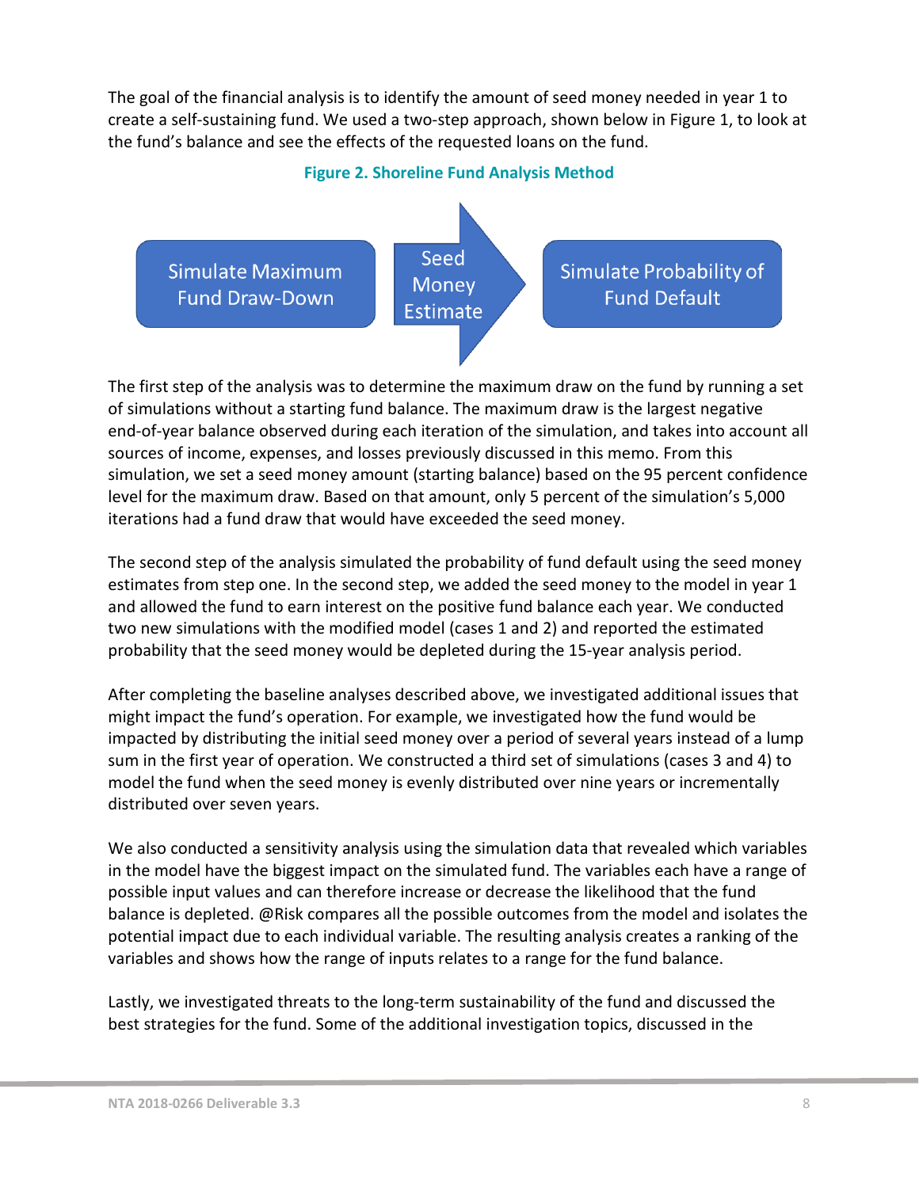The goal of the financial analysis is to identify the amount of seed money needed in year 1 to create a self-sustaining fund. We used a two-step approach, shown below in Figure 1, to look at the fund's balance and see the effects of the requested loans on the fund.

**Figure 2. Shoreline Fund Analysis Method**

Simulate Maximum Fund Draw-Down → Seed Money Estimate → Simulate Probability of Fund Default

The first step of the analysis was to determine the maximum draw on the fund by running a set of simulations without a starting fund balance. The maximum draw is the largest negative end-of-year balance observed during each iteration of the simulation, and takes into account all sources of income, expenses, and losses previously discussed in this memo. From this simulation, we set a seed money amount (starting balance) based on the 95 percent confidence level for the maximum draw. Based on that amount, only 5 percent of the simulation's 5,000 iterations had a fund draw that would have exceeded the seed money.

The second step of the analysis simulated the probability of fund default using the seed money estimates from step one. In the second step, we added the seed money to the model in year 1 and allowed the fund to earn interest on the positive fund balance each year. We conducted two new simulations with the modified model (cases 1 and 2) and reported the estimated probability that the seed money would be depleted during the 15-year analysis period.

After completing the baseline analyses described above, we investigated additional issues that might impact the fund's operation. For example, we investigated how the fund would be impacted by distributing the initial seed money over a period of several years instead of a lump sum in the first year of operation. We constructed a third set of simulations (cases 3 and 4) to model the fund when the seed money is evenly distributed over nine years or incrementally distributed over seven years.

We also conducted a sensitivity analysis using the simulation data that revealed which variables in the model have the biggest impact on the simulated fund. The variables each have a range of possible input values and can therefore increase or decrease the likelihood that the fund balance is depleted. @Risk compares all the possible outcomes from the model and isolates the potential impact due to each individual variable. The resulting analysis creates a ranking of the variables and shows how the range of inputs relates to a range for the fund balance.

Lastly, we investigated threats to the long-term sustainability of the fund and discussed the best strategies for the fund. Some of the additional investigation topics, discussed in the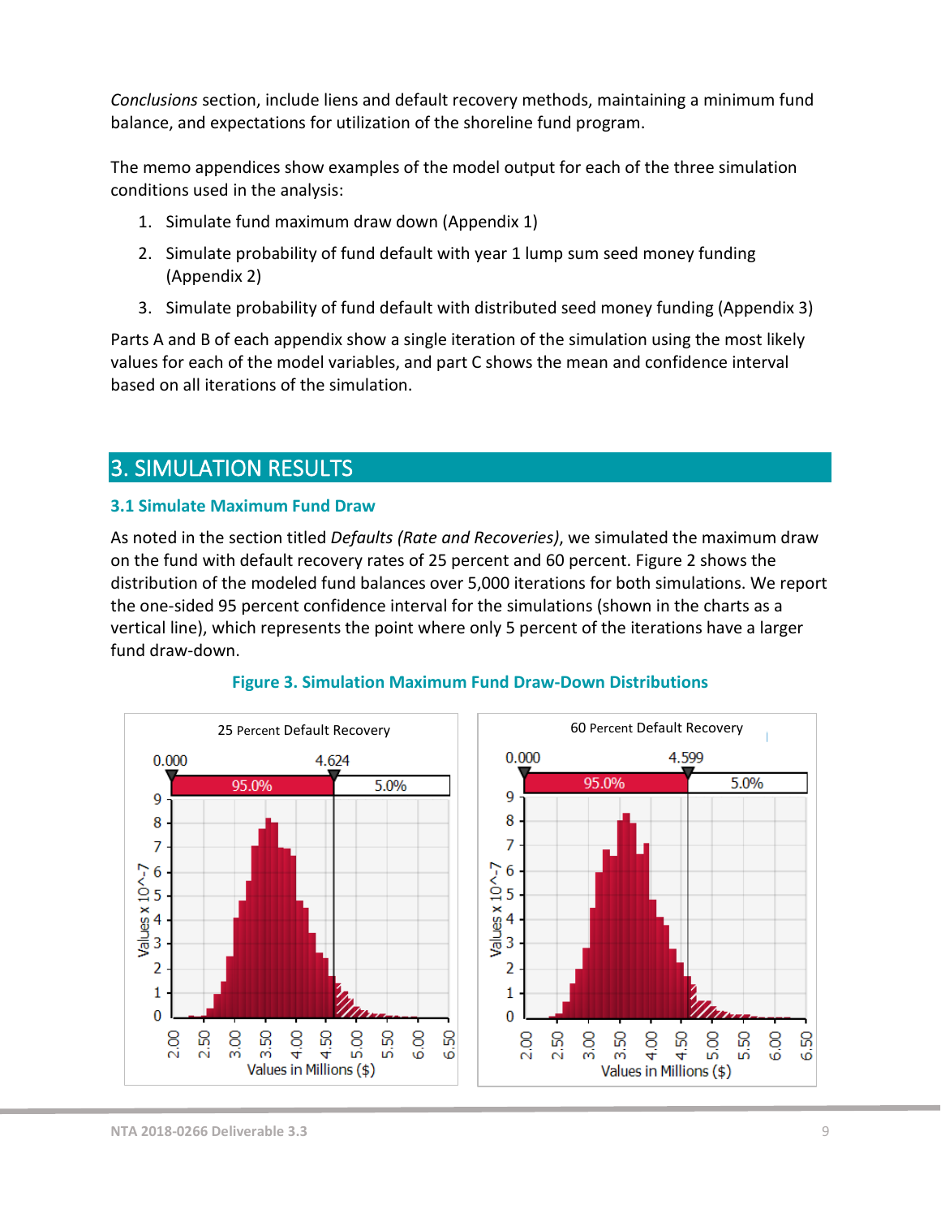*Conclusions* section, include liens and default recovery methods, maintaining a minimum fund balance, and expectations for utilization of the shoreline fund program.

The memo appendices show examples of the model output for each of the three simulation conditions used in the analysis:

1. Simulate fund maximum draw down (Appendix 1)
2. Simulate probability of fund default with year 1 lump sum seed money funding (Appendix 2)
3. Simulate probability of fund default with distributed seed money funding (Appendix 3)

Parts A and B of each appendix show a single iteration of the simulation using the most likely values for each of the model variables, and part C shows the mean and confidence interval based on all iterations of the simulation.

## 3. SIMULATION RESULTS

### 3.1 Simulate Maximum Fund Draw

As noted in the section titled *Defaults (Rate and Recoveries)*, we simulated the maximum draw on the fund with default recovery rates of 25 percent and 60 percent. Figure 2 shows the distribution of the modeled fund balances over 5,000 iterations for both simulations. We report the one-sided 95 percent confidence interval for the simulations (shown in the charts as a vertical line), which represents the point where only 5 percent of the iterations have a larger fund draw-down.

**Figure 3. Simulation Maximum Fund Draw-Down Distributions**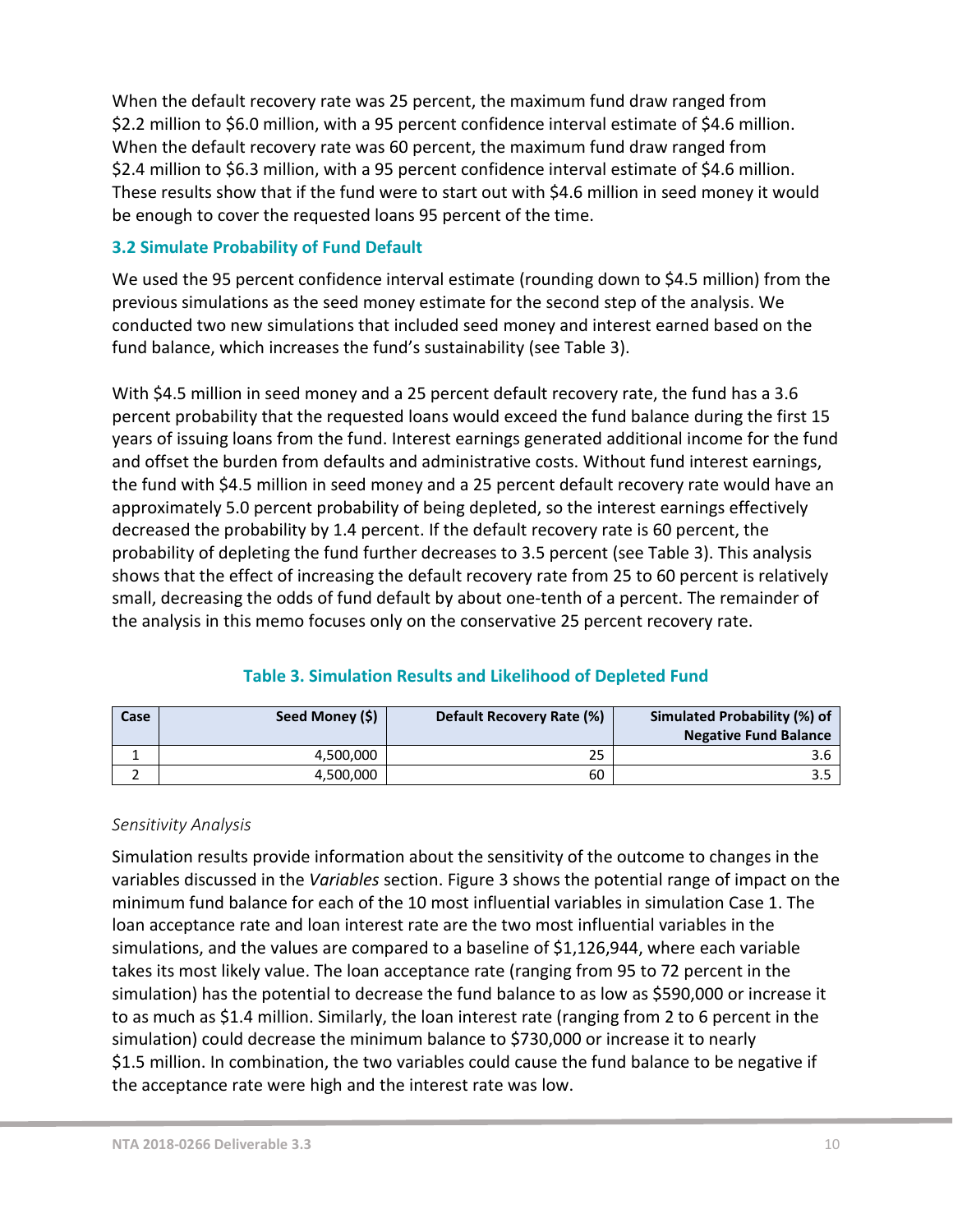When the default recovery rate was 25 percent, the maximum fund draw ranged from $2.2 million to $6.0 million, with a 95 percent confidence interval estimate of $4.6 million. When the default recovery rate was 60 percent, the maximum fund draw ranged from $2.4 million to $6.3 million, with a 95 percent confidence interval estimate of $4.6 million. These results show that if the fund were to start out with $4.6 million in seed money it would be enough to cover the requested loans 95 percent of the time.

### 3.2 Simulate Probability of Fund Default

We used the 95 percent confidence interval estimate (rounding down to $4.5 million) from the previous simulations as the seed money estimate for the second step of the analysis. We conducted two new simulations that included seed money and interest earned based on the fund balance, which increases the fund's sustainability (see Table 3).

With $4.5 million in seed money and a 25 percent default recovery rate, the fund has a 3.6 percent probability that the requested loans would exceed the fund balance during the first 15 years of issuing loans from the fund. Interest earnings generated additional income for the fund and offset the burden from defaults and administrative costs. Without fund interest earnings, the fund with $4.5 million in seed money and a 25 percent default recovery rate would have an approximately 5.0 percent probability of being depleted, so the interest earnings effectively decreased the probability by 1.4 percent. If the default recovery rate is 60 percent, the probability of depleting the fund further decreases to 3.5 percent (see Table 3). This analysis shows that the effect of increasing the default recovery rate from 25 to 60 percent is relatively small, decreasing the odds of fund default by about one-tenth of a percent. The remainder of the analysis in this memo focuses only on the conservative 25 percent recovery rate.

**Table 3. Simulation Results and Likelihood of Depleted Fund**

| Case | Seed Money ($) | Default Recovery Rate (%) | Simulated Probability (%) of Negative Fund Balance |
|---|---|---|---|
| 1 | 4,500,000 | 25 | 3.6 |
| 2 | 4,500,000 | 60 | 3.5 |

*Sensitivity Analysis*

Simulation results provide information about the sensitivity of the outcome to changes in the variables discussed in the *Variables* section. Figure 3 shows the potential range of impact on the minimum fund balance for each of the 10 most influential variables in simulation Case 1. The loan acceptance rate and loan interest rate are the two most influential variables in the simulations, and the values are compared to a baseline of $1,126,944, where each variable takes its most likely value. The loan acceptance rate (ranging from 95 to 72 percent in the simulation) has the potential to decrease the fund balance to as low as $590,000 or increase it to as much as $1.4 million. Similarly, the loan interest rate (ranging from 2 to 6 percent in the simulation) could decrease the minimum balance to $730,000 or increase it to nearly $1.5 million. In combination, the two variables could cause the fund balance to be negative if the acceptance rate were high and the interest rate was low.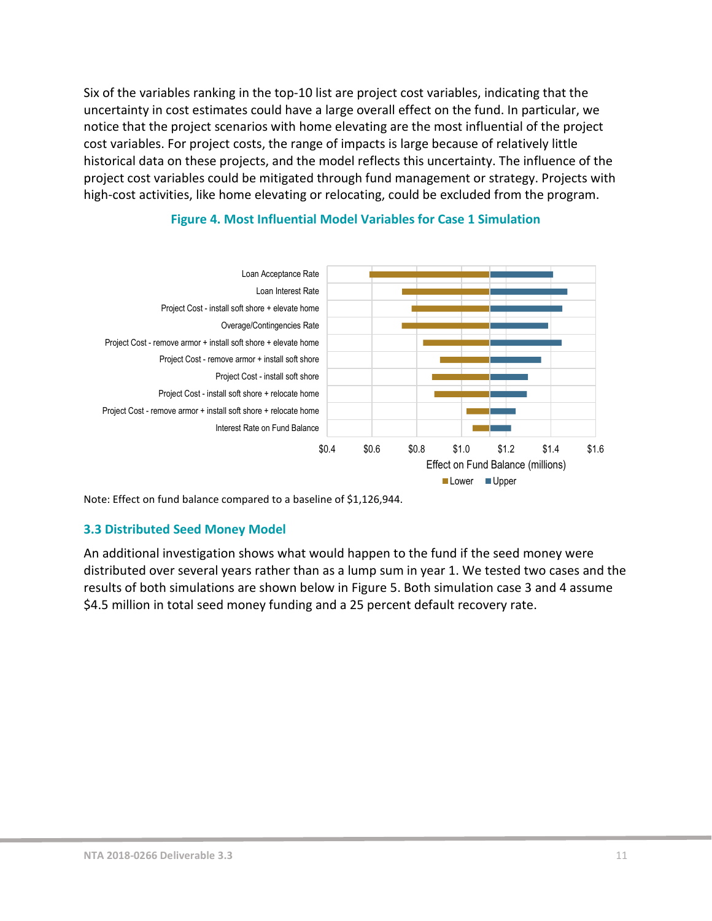Six of the variables ranking in the top-10 list are project cost variables, indicating that the uncertainty in cost estimates could have a large overall effect on the fund. In particular, we notice that the project scenarios with home elevating are the most influential of the project cost variables. For project costs, the range of impacts is large because of relatively little historical data on these projects, and the model reflects this uncertainty. The influence of the project cost variables could be mitigated through fund management or strategy. Projects with high-cost activities, like home elevating or relocating, could be excluded from the program.

**Figure 4. Most Influential Model Variables for Case 1 Simulation**

Note: Effect on fund balance compared to a baseline of $1,126,944.

### 3.3 Distributed Seed Money Model

An additional investigation shows what would happen to the fund if the seed money were distributed over several years rather than as a lump sum in year 1. We tested two cases and the results of both simulations are shown below in Figure 5. Both simulation case 3 and 4 assume $4.5 million in total seed money funding and a 25 percent default recovery rate.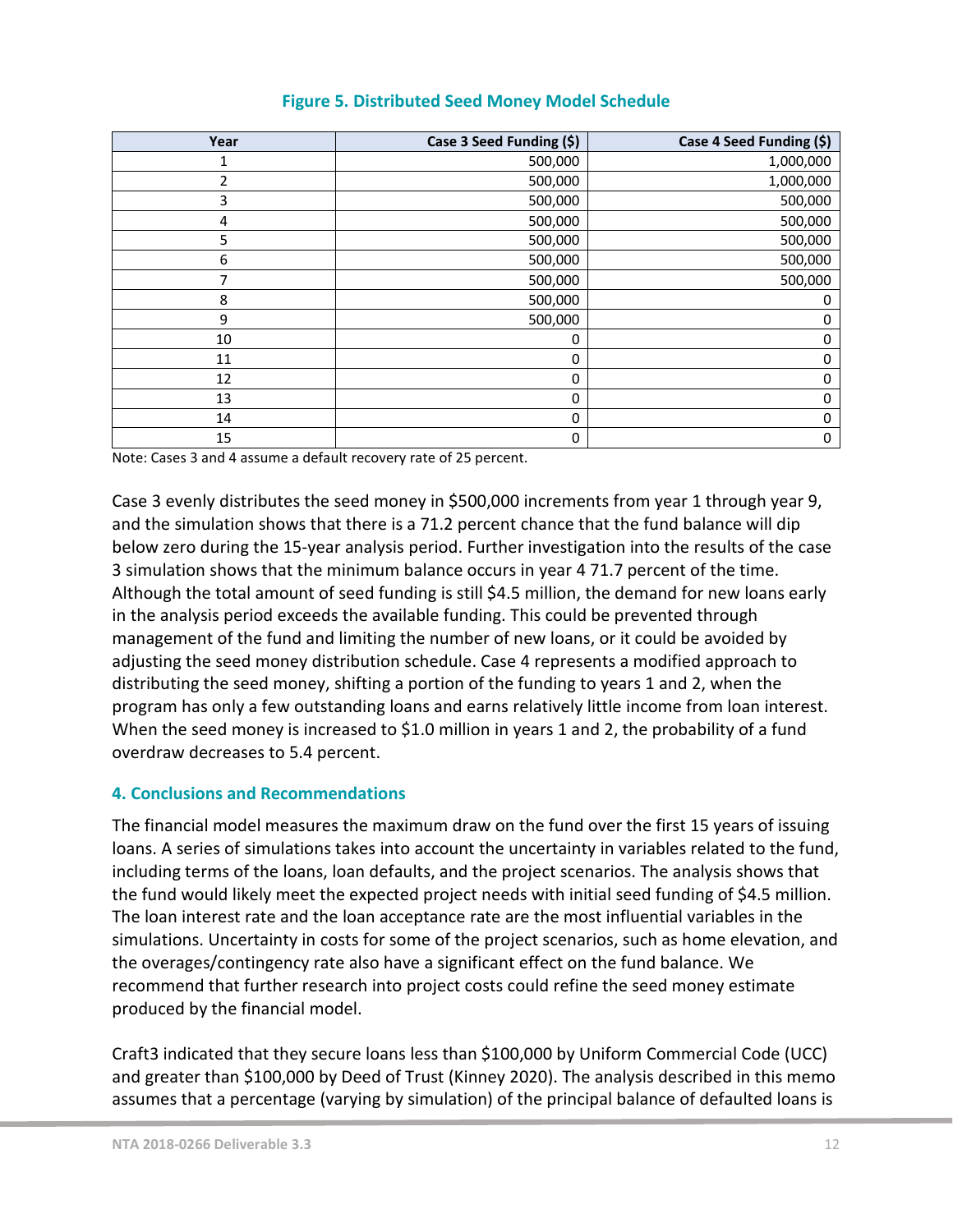**Figure 5. Distributed Seed Money Model Schedule**

| Year | Case 3 Seed Funding ($) | Case 4 Seed Funding ($) |
|---|---|---|
| 1 | 500,000 | 1,000,000 |
| 2 | 500,000 | 1,000,000 |
| 3 | 500,000 | 500,000 |
| 4 | 500,000 | 500,000 |
| 5 | 500,000 | 500,000 |
| 6 | 500,000 | 500,000 |
| 7 | 500,000 | 500,000 |
| 8 | 500,000 | 0 |
| 9 | 500,000 | 0 |
| 10 | 0 | 0 |
| 11 | 0 | 0 |
| 12 | 0 | 0 |
| 13 | 0 | 0 |
| 14 | 0 | 0 |
| 15 | 0 | 0 |

Note: Cases 3 and 4 assume a default recovery rate of 25 percent.

Case 3 evenly distributes the seed money in $500,000 increments from year 1 through year 9, and the simulation shows that there is a 71.2 percent chance that the fund balance will dip below zero during the 15-year analysis period. Further investigation into the results of the case 3 simulation shows that the minimum balance occurs in year 4 71.7 percent of the time. Although the total amount of seed funding is still $4.5 million, the demand for new loans early in the analysis period exceeds the available funding. This could be prevented through management of the fund and limiting the number of new loans, or it could be avoided by adjusting the seed money distribution schedule. Case 4 represents a modified approach to distributing the seed money, shifting a portion of the funding to years 1 and 2, when the program has only a few outstanding loans and earns relatively little income from loan interest. When the seed money is increased to $1.0 million in years 1 and 2, the probability of a fund overdraw decreases to 5.4 percent.

## 4. Conclusions and Recommendations

The financial model measures the maximum draw on the fund over the first 15 years of issuing loans. A series of simulations takes into account the uncertainty in variables related to the fund, including terms of the loans, loan defaults, and the project scenarios. The analysis shows that the fund would likely meet the expected project needs with initial seed funding of $4.5 million. The loan interest rate and the loan acceptance rate are the most influential variables in the simulations. Uncertainty in costs for some of the project scenarios, such as home elevation, and the overages/contingency rate also have a significant effect on the fund balance. We recommend that further research into project costs could refine the seed money estimate produced by the financial model.

Craft3 indicated that they secure loans less than $100,000 by Uniform Commercial Code (UCC) and greater than $100,000 by Deed of Trust (Kinney 2020). The analysis described in this memo assumes that a percentage (varying by simulation) of the principal balance of defaulted loans is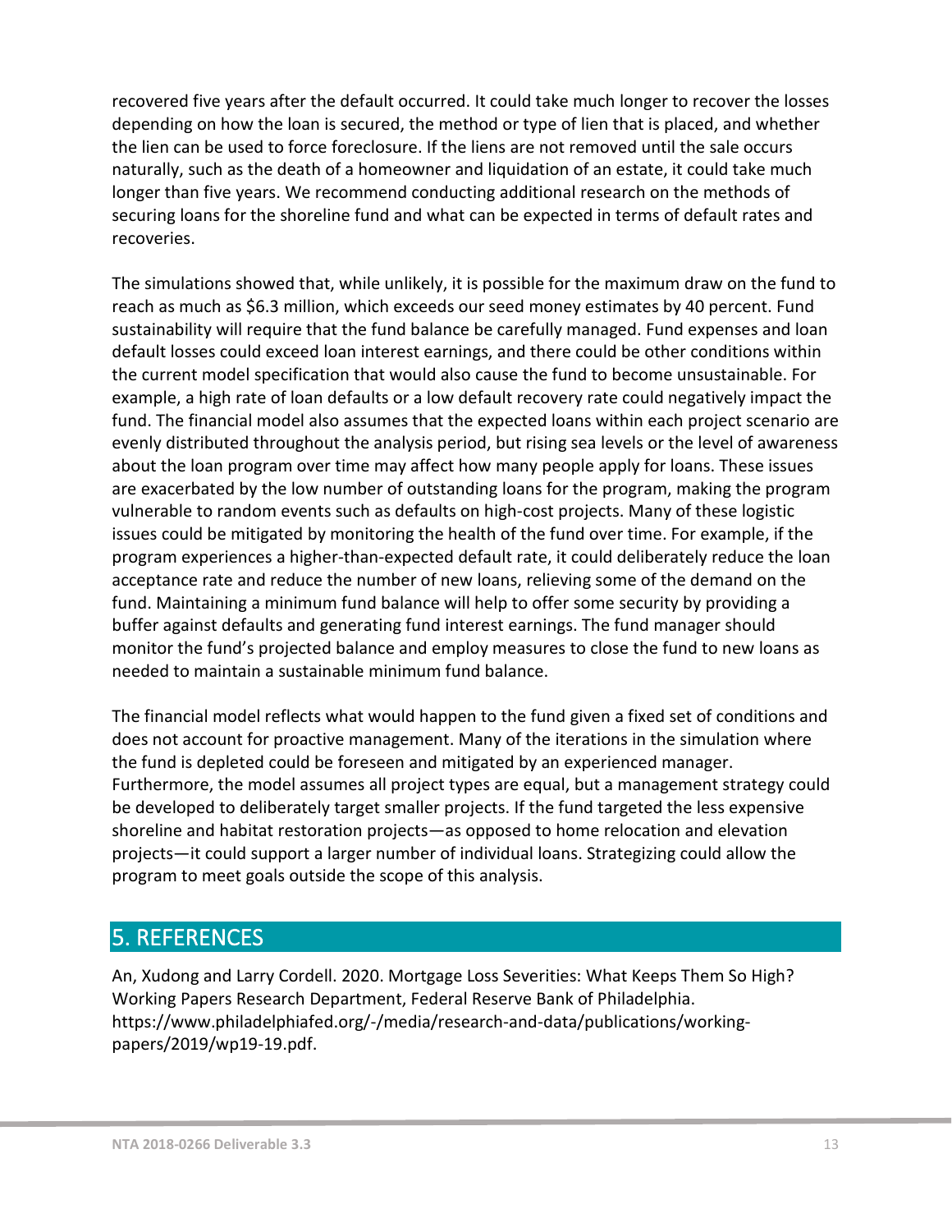recovered five years after the default occurred. It could take much longer to recover the losses depending on how the loan is secured, the method or type of lien that is placed, and whether the lien can be used to force foreclosure. If the liens are not removed until the sale occurs naturally, such as the death of a homeowner and liquidation of an estate, it could take much longer than five years. We recommend conducting additional research on the methods of securing loans for the shoreline fund and what can be expected in terms of default rates and recoveries.

The simulations showed that, while unlikely, it is possible for the maximum draw on the fund to reach as much as $6.3 million, which exceeds our seed money estimates by 40 percent. Fund sustainability will require that the fund balance be carefully managed. Fund expenses and loan default losses could exceed loan interest earnings, and there could be other conditions within the current model specification that would also cause the fund to become unsustainable. For example, a high rate of loan defaults or a low default recovery rate could negatively impact the fund. The financial model also assumes that the expected loans within each project scenario are evenly distributed throughout the analysis period, but rising sea levels or the level of awareness about the loan program over time may affect how many people apply for loans. These issues are exacerbated by the low number of outstanding loans for the program, making the program vulnerable to random events such as defaults on high-cost projects. Many of these logistic issues could be mitigated by monitoring the health of the fund over time. For example, if the program experiences a higher-than-expected default rate, it could deliberately reduce the loan acceptance rate and reduce the number of new loans, relieving some of the demand on the fund. Maintaining a minimum fund balance will help to offer some security by providing a buffer against defaults and generating fund interest earnings. The fund manager should monitor the fund's projected balance and employ measures to close the fund to new loans as needed to maintain a sustainable minimum fund balance.

The financial model reflects what would happen to the fund given a fixed set of conditions and does not account for proactive management. Many of the iterations in the simulation where the fund is depleted could be foreseen and mitigated by an experienced manager. Furthermore, the model assumes all project types are equal, but a management strategy could be developed to deliberately target smaller projects. If the fund targeted the less expensive shoreline and habitat restoration projects—as opposed to home relocation and elevation projects—it could support a larger number of individual loans. Strategizing could allow the program to meet goals outside the scope of this analysis.

## 5. REFERENCES

An, Xudong and Larry Cordell. 2020. Mortgage Loss Severities: What Keeps Them So High? Working Papers Research Department, Federal Reserve Bank of Philadelphia. https://www.philadelphiafed.org/-/media/research-and-data/publications/working-papers/2019/wp19-19.pdf.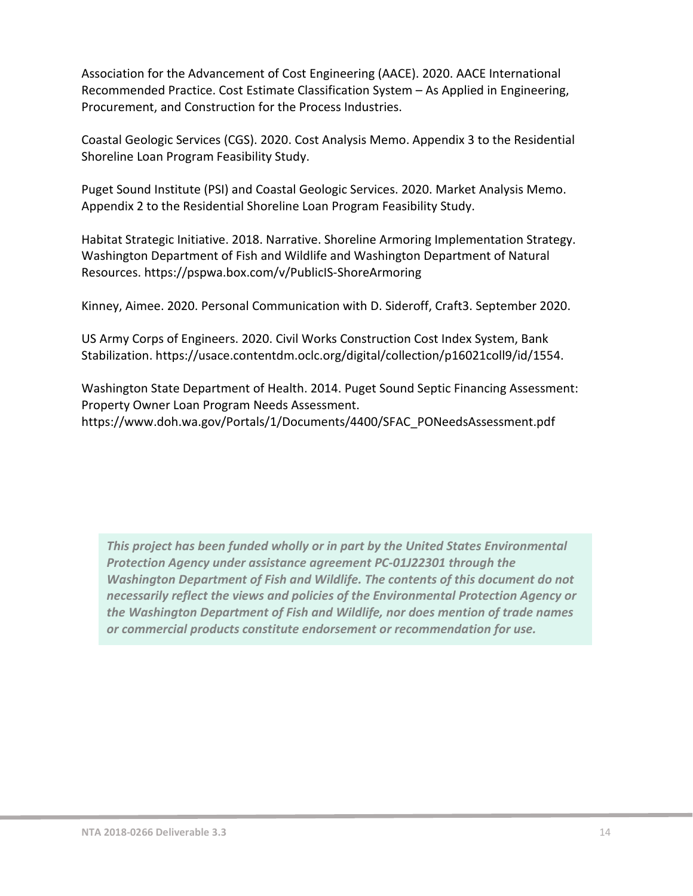Association for the Advancement of Cost Engineering (AACE). 2020. AACE International Recommended Practice. Cost Estimate Classification System – As Applied in Engineering, Procurement, and Construction for the Process Industries.

Coastal Geologic Services (CGS). 2020. Cost Analysis Memo. Appendix 3 to the Residential Shoreline Loan Program Feasibility Study.

Puget Sound Institute (PSI) and Coastal Geologic Services. 2020. Market Analysis Memo. Appendix 2 to the Residential Shoreline Loan Program Feasibility Study.

Habitat Strategic Initiative. 2018. Narrative. Shoreline Armoring Implementation Strategy. Washington Department of Fish and Wildlife and Washington Department of Natural Resources. https://pspwa.box.com/v/PublicIS-ShoreArmoring

Kinney, Aimee. 2020. Personal Communication with D. Sideroff, Craft3. September 2020.

US Army Corps of Engineers. 2020. Civil Works Construction Cost Index System, Bank Stabilization. https://usace.contentdm.oclc.org/digital/collection/p16021coll9/id/1554.

Washington State Department of Health. 2014. Puget Sound Septic Financing Assessment: Property Owner Loan Program Needs Assessment. https://www.doh.wa.gov/Portals/1/Documents/4400/SFAC_PONeedsAssessment.pdf

***This project has been funded wholly or in part by the United States Environmental Protection Agency under assistance agreement PC-01J22301 through the Washington Department of Fish and Wildlife. The contents of this document do not necessarily reflect the views and policies of the Environmental Protection Agency or the Washington Department of Fish and Wildlife, nor does mention of trade names or commercial products constitute endorsement or recommendation for use.***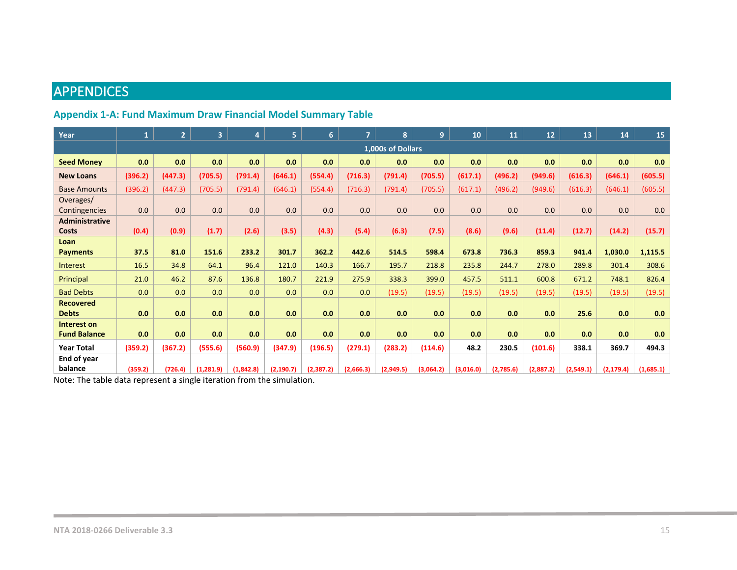# APPENDICES

## Appendix 1-A: Fund Maximum Draw Financial Model Summary Table

| Year | 1 | 2 | 3 | 4 | 5 | 6 | 7 | 8 | 9 | 10 | 11 | 12 | 13 | 14 | 15 |
|---|---|---|---|---|---|---|---|---|---|---|---|---|---|---|---|
| | 1,000s of Dollars | | | | | | | | | | | | | | |
| **Seed Money** | **0.0** | **0.0** | **0.0** | **0.0** | **0.0** | **0.0** | **0.0** | **0.0** | **0.0** | **0.0** | **0.0** | **0.0** | **0.0** | **0.0** | **0.0** |
| **New Loans** | **(396.2)** | **(447.3)** | **(705.5)** | **(791.4)** | **(646.1)** | **(554.4)** | **(716.3)** | **(791.4)** | **(705.5)** | **(617.1)** | **(496.2)** | **(949.6)** | **(616.3)** | **(646.1)** | **(605.5)** |
| Base Amounts | (396.2) | (447.3) | (705.5) | (791.4) | (646.1) | (554.4) | (716.3) | (791.4) | (705.5) | (617.1) | (496.2) | (949.6) | (616.3) | (646.1) | (605.5) |
| Overages/ Contingencies | 0.0 | 0.0 | 0.0 | 0.0 | 0.0 | 0.0 | 0.0 | 0.0 | 0.0 | 0.0 | 0.0 | 0.0 | 0.0 | 0.0 | 0.0 |
| **Administrative Costs** | **(0.4)** | **(0.9)** | **(1.7)** | **(2.6)** | **(3.5)** | **(4.3)** | **(5.4)** | **(6.3)** | **(7.5)** | **(8.6)** | **(9.6)** | **(11.4)** | **(12.7)** | **(14.2)** | **(15.7)** |
| **Loan Payments** | **37.5** | **81.0** | **151.6** | **233.2** | **301.7** | **362.2** | **442.6** | **514.5** | **598.4** | **673.8** | **736.3** | **859.3** | **941.4** | **1,030.0** | **1,115.5** |
| Interest | 16.5 | 34.8 | 64.1 | 96.4 | 121.0 | 140.3 | 166.7 | 195.7 | 218.8 | 235.8 | 244.7 | 278.0 | 289.8 | 301.4 | 308.6 |
| Principal | 21.0 | 46.2 | 87.6 | 136.8 | 180.7 | 221.9 | 275.9 | 338.3 | 399.0 | 457.5 | 511.1 | 600.8 | 671.2 | 748.1 | 826.4 |
| Bad Debts | 0.0 | 0.0 | 0.0 | 0.0 | 0.0 | 0.0 | 0.0 | (19.5) | (19.5) | (19.5) | (19.5) | (19.5) | (19.5) | (19.5) | (19.5) |
| **Recovered Debts** | **0.0** | **0.0** | **0.0** | **0.0** | **0.0** | **0.0** | **0.0** | **0.0** | **0.0** | **0.0** | **0.0** | **0.0** | **25.6** | **0.0** | **0.0** |
| **Interest on Fund Balance** | **0.0** | **0.0** | **0.0** | **0.0** | **0.0** | **0.0** | **0.0** | **0.0** | **0.0** | **0.0** | **0.0** | **0.0** | **0.0** | **0.0** | **0.0** |
| **Year Total** | **(359.2)** | **(367.2)** | **(555.6)** | **(560.9)** | **(347.9)** | **(196.5)** | **(279.1)** | **(283.2)** | **(114.6)** | **48.2** | **230.5** | **(101.6)** | **338.1** | **369.7** | **494.3** |
| **End of year balance** | **(359.2)** | **(726.4)** | **(1,281.9)** | **(1,842.8)** | **(2,190.7)** | **(2,387.2)** | **(2,666.3)** | **(2,949.5)** | **(3,064.2)** | **(3,016.0)** | **(2,785.6)** | **(2,887.2)** | **(2,549.1)** | **(2,179.4)** | **(1,685.1)** |

Note: The table data represent a single iteration from the simulation.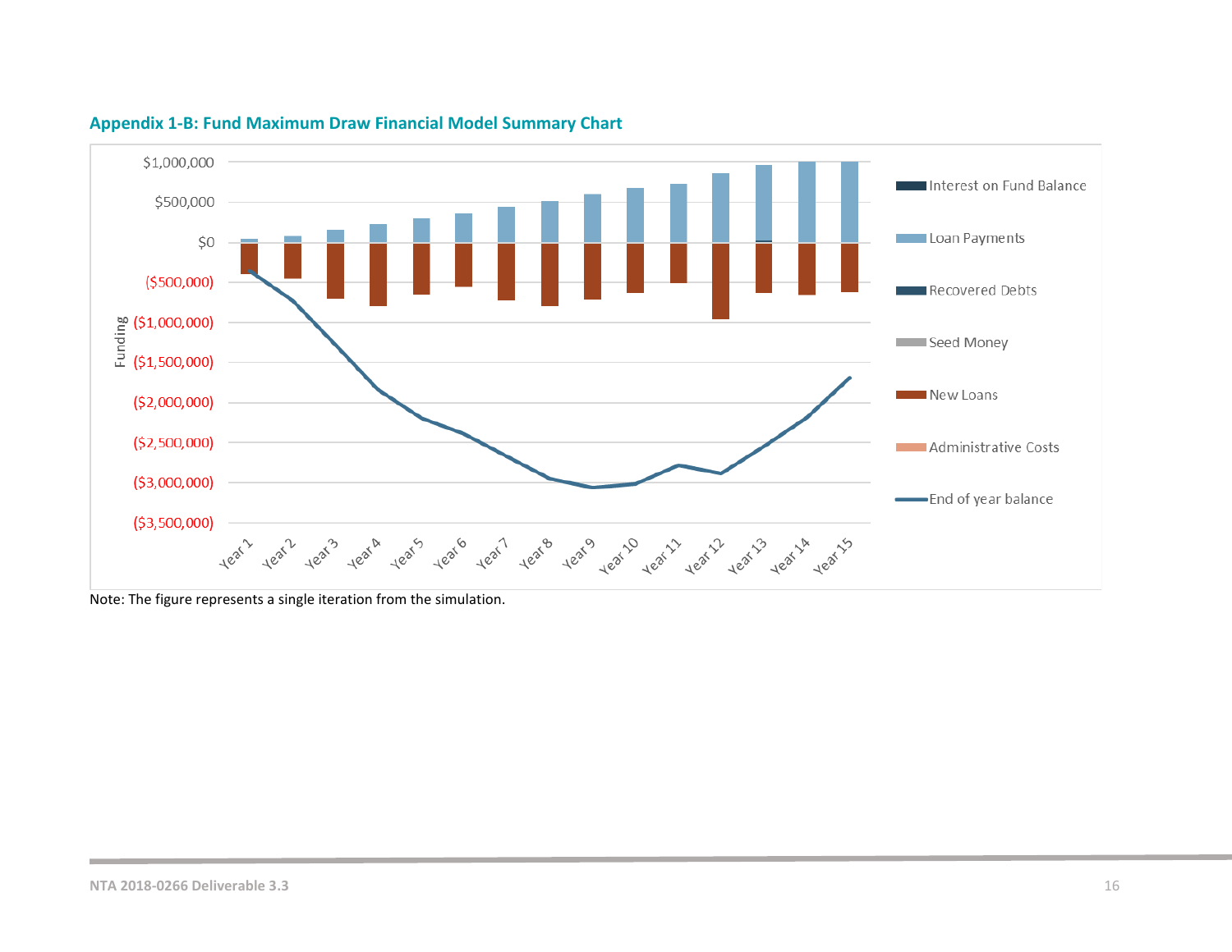### Appendix 1-B: Fund Maximum Draw Financial Model Summary Chart

Note: The figure represents a single iteration from the simulation.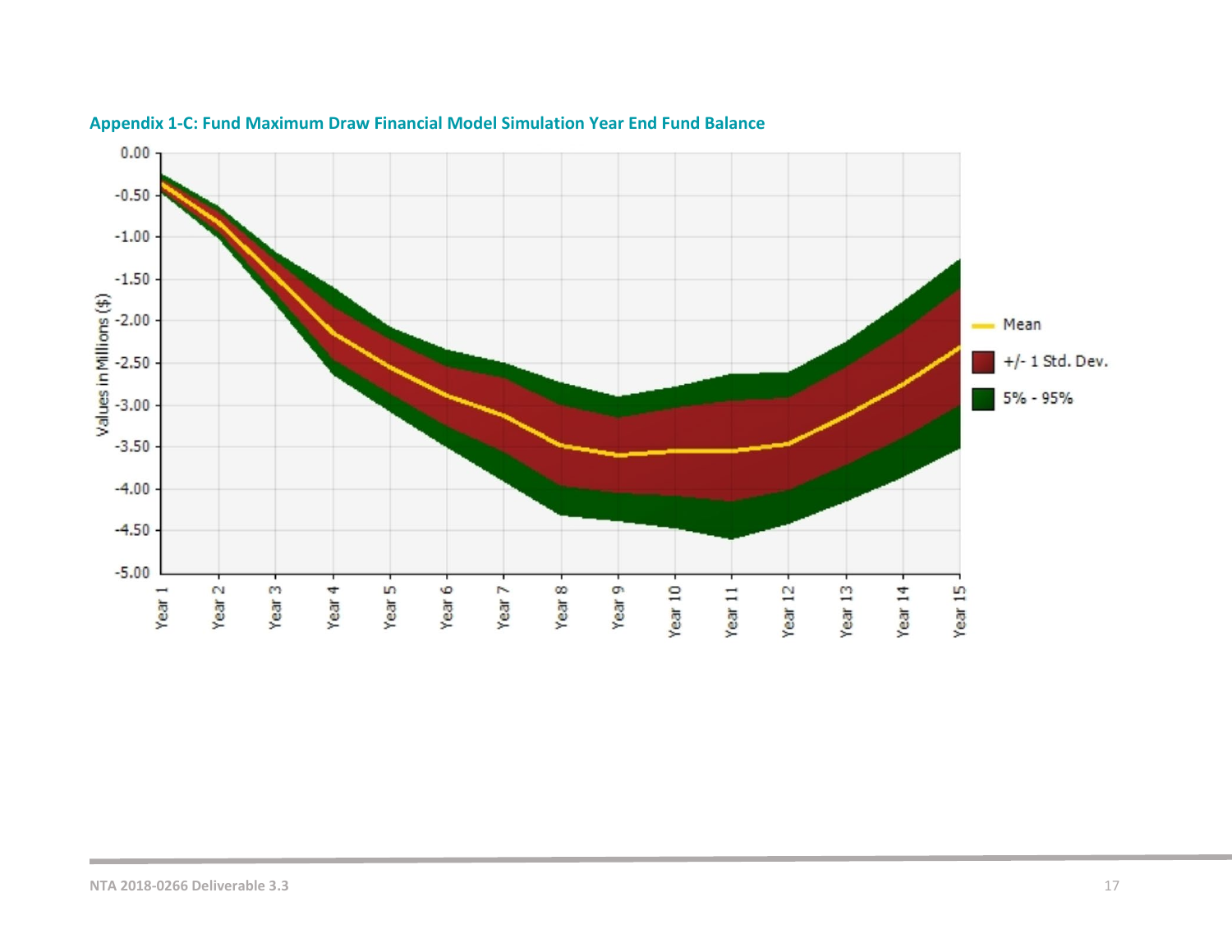**Appendix 1-C: Fund Maximum Draw Financial Model Simulation Year End Fund Balance**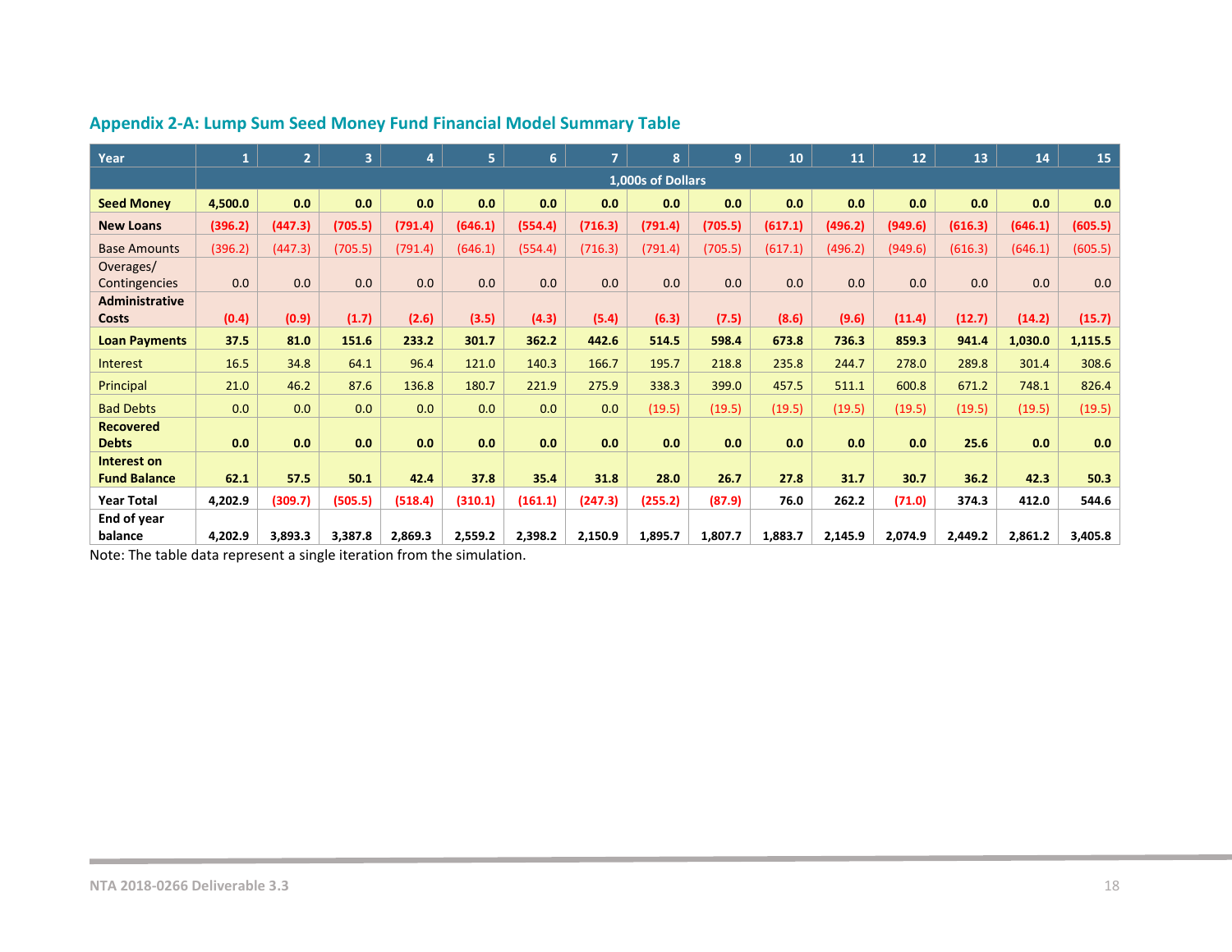## Appendix 2-A: Lump Sum Seed Money Fund Financial Model Summary Table

| Year | 1 | 2 | 3 | 4 | 5 | 6 | 7 | 8 | 9 | 10 | 11 | 12 | 13 | 14 | 15 |
|---|---|---|---|---|---|---|---|---|---|---|---|---|---|---|---|
| | 1,000s of Dollars | | | | | | | | | | | | | | |
| **Seed Money** | **4,500.0** | **0.0** | **0.0** | **0.0** | **0.0** | **0.0** | **0.0** | **0.0** | **0.0** | **0.0** | **0.0** | **0.0** | **0.0** | **0.0** | **0.0** |
| **New Loans** | **(396.2)** | **(447.3)** | **(705.5)** | **(791.4)** | **(646.1)** | **(554.4)** | **(716.3)** | **(791.4)** | **(705.5)** | **(617.1)** | **(496.2)** | **(949.6)** | **(616.3)** | **(646.1)** | **(605.5)** |
| Base Amounts | (396.2) | (447.3) | (705.5) | (791.4) | (646.1) | (554.4) | (716.3) | (791.4) | (705.5) | (617.1) | (496.2) | (949.6) | (616.3) | (646.1) | (605.5) |
| Overages/ Contingencies | 0.0 | 0.0 | 0.0 | 0.0 | 0.0 | 0.0 | 0.0 | 0.0 | 0.0 | 0.0 | 0.0 | 0.0 | 0.0 | 0.0 | 0.0 |
| **Administrative Costs** | **(0.4)** | **(0.9)** | **(1.7)** | **(2.6)** | **(3.5)** | **(4.3)** | **(5.4)** | **(6.3)** | **(7.5)** | **(8.6)** | **(9.6)** | **(11.4)** | **(12.7)** | **(14.2)** | **(15.7)** |
| **Loan Payments** | **37.5** | **81.0** | **151.6** | **233.2** | **301.7** | **362.2** | **442.6** | **514.5** | **598.4** | **673.8** | **736.3** | **859.3** | **941.4** | **1,030.0** | **1,115.5** |
| Interest | 16.5 | 34.8 | 64.1 | 96.4 | 121.0 | 140.3 | 166.7 | 195.7 | 218.8 | 235.8 | 244.7 | 278.0 | 289.8 | 301.4 | 308.6 |
| Principal | 21.0 | 46.2 | 87.6 | 136.8 | 180.7 | 221.9 | 275.9 | 338.3 | 399.0 | 457.5 | 511.1 | 600.8 | 671.2 | 748.1 | 826.4 |
| Bad Debts | 0.0 | 0.0 | 0.0 | 0.0 | 0.0 | 0.0 | 0.0 | (19.5) | (19.5) | (19.5) | (19.5) | (19.5) | (19.5) | (19.5) | (19.5) |
| **Recovered Debts** | **0.0** | **0.0** | **0.0** | **0.0** | **0.0** | **0.0** | **0.0** | **0.0** | **0.0** | **0.0** | **0.0** | **0.0** | **25.6** | **0.0** | **0.0** |
| **Interest on Fund Balance** | **62.1** | **57.5** | **50.1** | **42.4** | **37.8** | **35.4** | **31.8** | **28.0** | **26.7** | **27.8** | **31.7** | **30.7** | **36.2** | **42.3** | **50.3** |
| **Year Total** | **4,202.9** | **(309.7)** | **(505.5)** | **(518.4)** | **(310.1)** | **(161.1)** | **(247.3)** | **(255.2)** | **(87.9)** | **76.0** | **262.2** | **(71.0)** | **374.3** | **412.0** | **544.6** |
| **End of year balance** | **4,202.9** | **3,893.3** | **3,387.8** | **2,869.3** | **2,559.2** | **2,398.2** | **2,150.9** | **1,895.7** | **1,807.7** | **1,883.7** | **2,145.9** | **2,074.9** | **2,449.2** | **2,861.2** | **3,405.8** |

Note: The table data represent a single iteration from the simulation.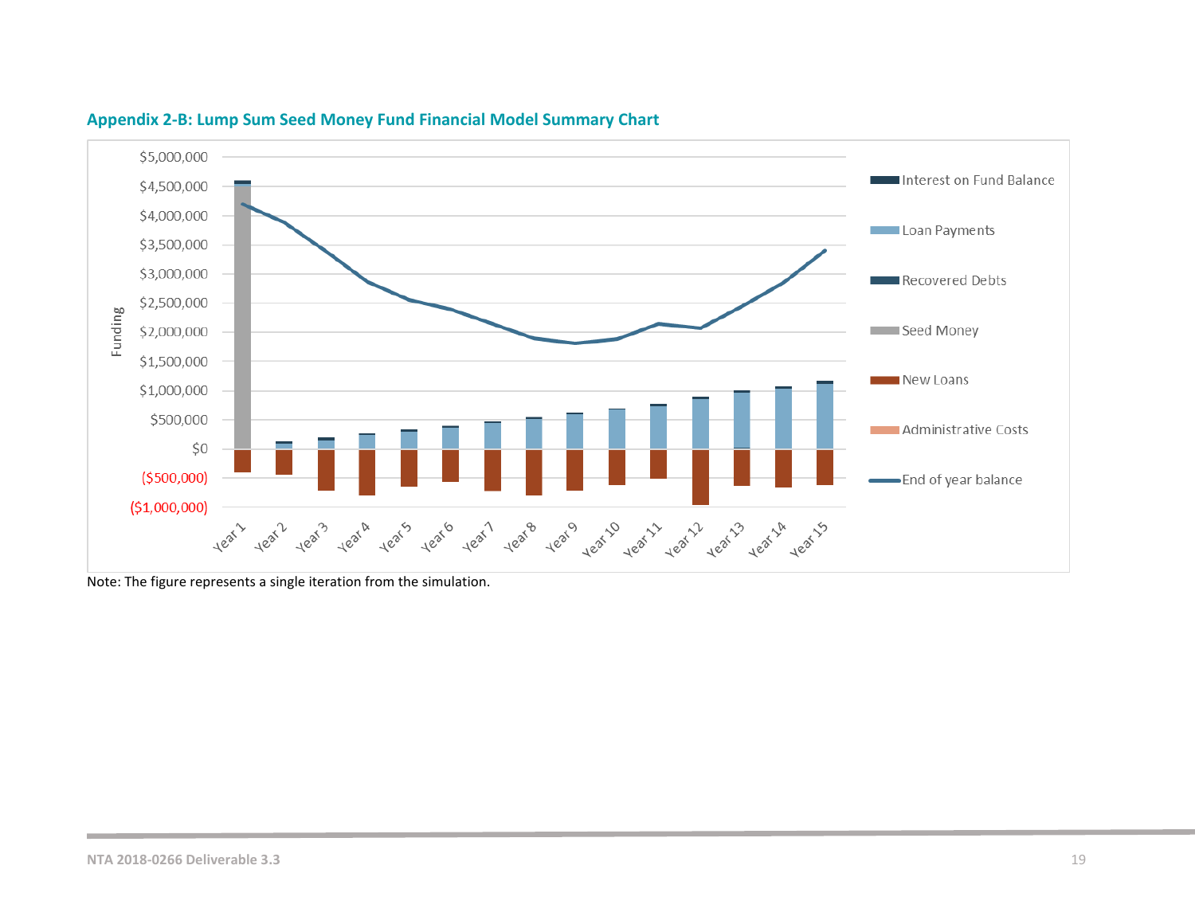### Appendix 2-B: Lump Sum Seed Money Fund Financial Model Summary Chart

Note: The figure represents a single iteration from the simulation.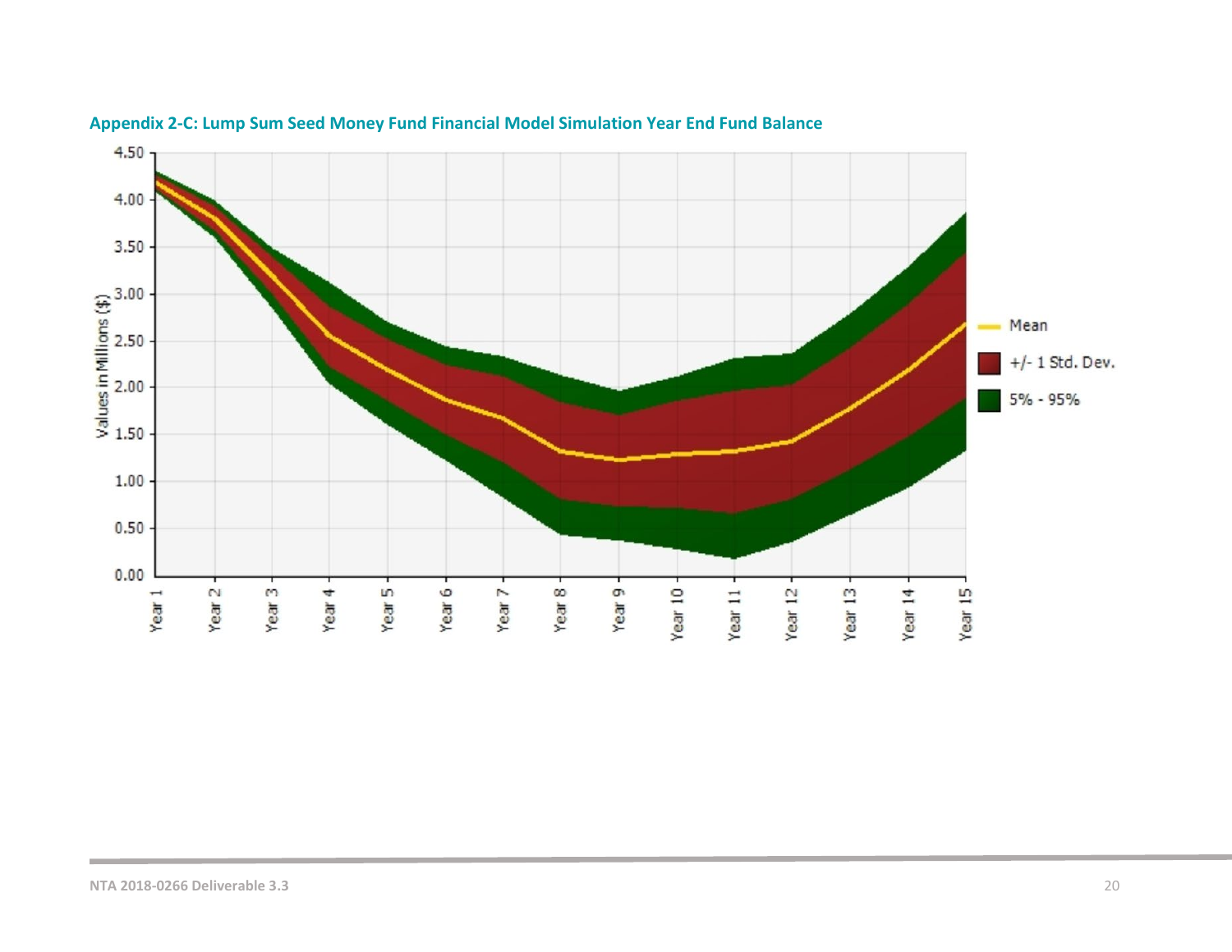**Appendix 2-C: Lump Sum Seed Money Fund Financial Model Simulation Year End Fund Balance**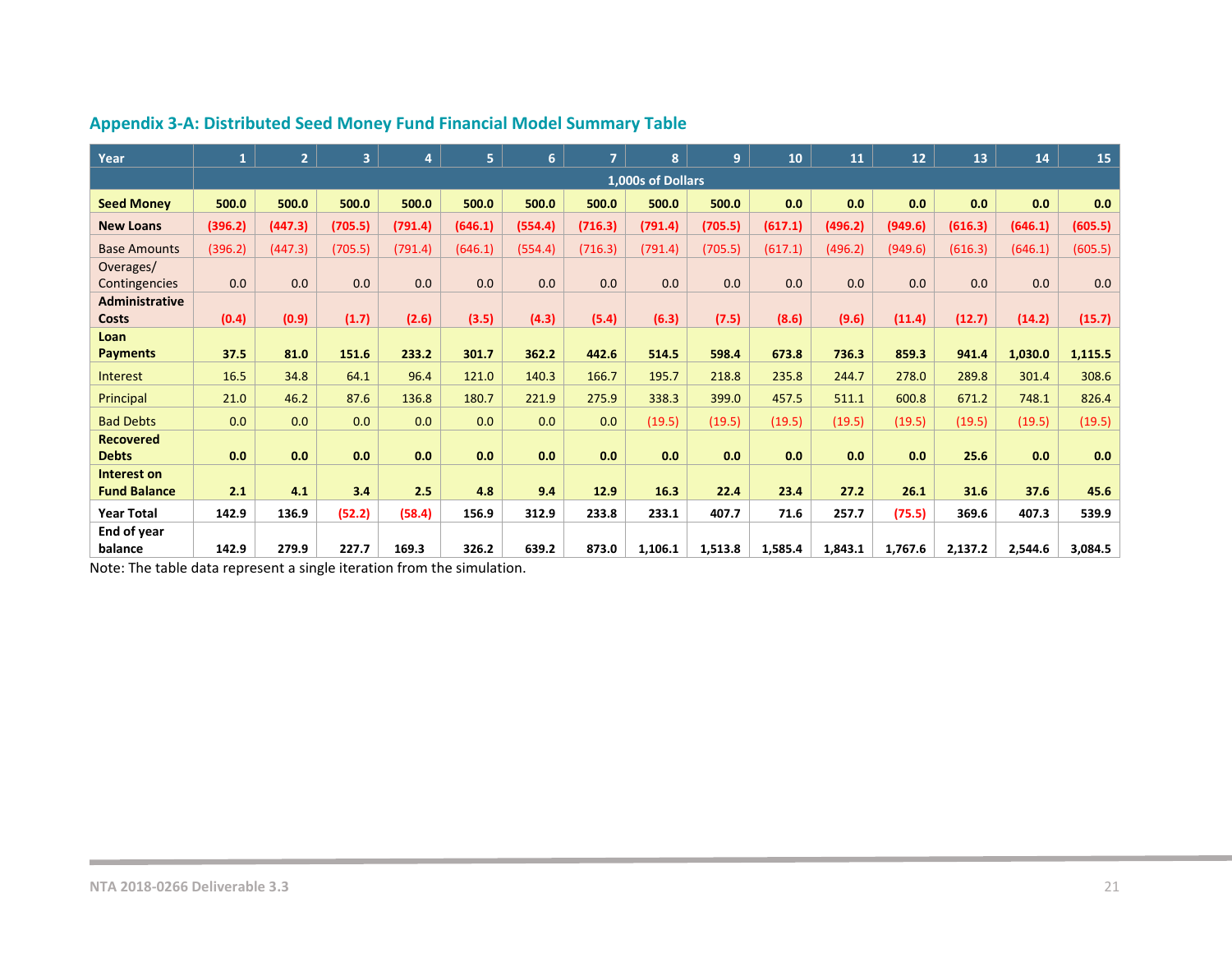## Appendix 3-A: Distributed Seed Money Fund Financial Model Summary Table

| Year | 1 | 2 | 3 | 4 | 5 | 6 | 7 | 8 | 9 | 10 | 11 | 12 | 13 | 14 | 15 |
|---|---|---|---|---|---|---|---|---|---|---|---|---|---|---|---|
| | 1,000s of Dollars | | | | | | | | | | | | | | |
| **Seed Money** | **500.0** | **500.0** | **500.0** | **500.0** | **500.0** | **500.0** | **500.0** | **500.0** | **500.0** | **0.0** | **0.0** | **0.0** | **0.0** | **0.0** | **0.0** |
| **New Loans** | **(396.2)** | **(447.3)** | **(705.5)** | **(791.4)** | **(646.1)** | **(554.4)** | **(716.3)** | **(791.4)** | **(705.5)** | **(617.1)** | **(496.2)** | **(949.6)** | **(616.3)** | **(646.1)** | **(605.5)** |
| Base Amounts | (396.2) | (447.3) | (705.5) | (791.4) | (646.1) | (554.4) | (716.3) | (791.4) | (705.5) | (617.1) | (496.2) | (949.6) | (616.3) | (646.1) | (605.5) |
| Overages/ Contingencies | 0.0 | 0.0 | 0.0 | 0.0 | 0.0 | 0.0 | 0.0 | 0.0 | 0.0 | 0.0 | 0.0 | 0.0 | 0.0 | 0.0 | 0.0 |
| **Administrative Costs** | **(0.4)** | **(0.9)** | **(1.7)** | **(2.6)** | **(3.5)** | **(4.3)** | **(5.4)** | **(6.3)** | **(7.5)** | **(8.6)** | **(9.6)** | **(11.4)** | **(12.7)** | **(14.2)** | **(15.7)** |
| **Loan Payments** | **37.5** | **81.0** | **151.6** | **233.2** | **301.7** | **362.2** | **442.6** | **514.5** | **598.4** | **673.8** | **736.3** | **859.3** | **941.4** | **1,030.0** | **1,115.5** |
| Interest | 16.5 | 34.8 | 64.1 | 96.4 | 121.0 | 140.3 | 166.7 | 195.7 | 218.8 | 235.8 | 244.7 | 278.0 | 289.8 | 301.4 | 308.6 |
| Principal | 21.0 | 46.2 | 87.6 | 136.8 | 180.7 | 221.9 | 275.9 | 338.3 | 399.0 | 457.5 | 511.1 | 600.8 | 671.2 | 748.1 | 826.4 |
| Bad Debts | 0.0 | 0.0 | 0.0 | 0.0 | 0.0 | 0.0 | 0.0 | (19.5) | (19.5) | (19.5) | (19.5) | (19.5) | (19.5) | (19.5) | (19.5) |
| **Recovered Debts** | **0.0** | **0.0** | **0.0** | **0.0** | **0.0** | **0.0** | **0.0** | **0.0** | **0.0** | **0.0** | **0.0** | **0.0** | **25.6** | **0.0** | **0.0** |
| **Interest on Fund Balance** | **2.1** | **4.1** | **3.4** | **2.5** | **4.8** | **9.4** | **12.9** | **16.3** | **22.4** | **23.4** | **27.2** | **26.1** | **31.6** | **37.6** | **45.6** |
| **Year Total** | **142.9** | **136.9** | **(52.2)** | **(58.4)** | **156.9** | **312.9** | **233.8** | **233.1** | **407.7** | **71.6** | **257.7** | **(75.5)** | **369.6** | **407.3** | **539.9** |
| **End of year balance** | **142.9** | **279.9** | **227.7** | **169.3** | **326.2** | **639.2** | **873.0** | **1,106.1** | **1,513.8** | **1,585.4** | **1,843.1** | **1,767.6** | **2,137.2** | **2,544.6** | **3,084.5** |

Note: The table data represent a single iteration from the simulation.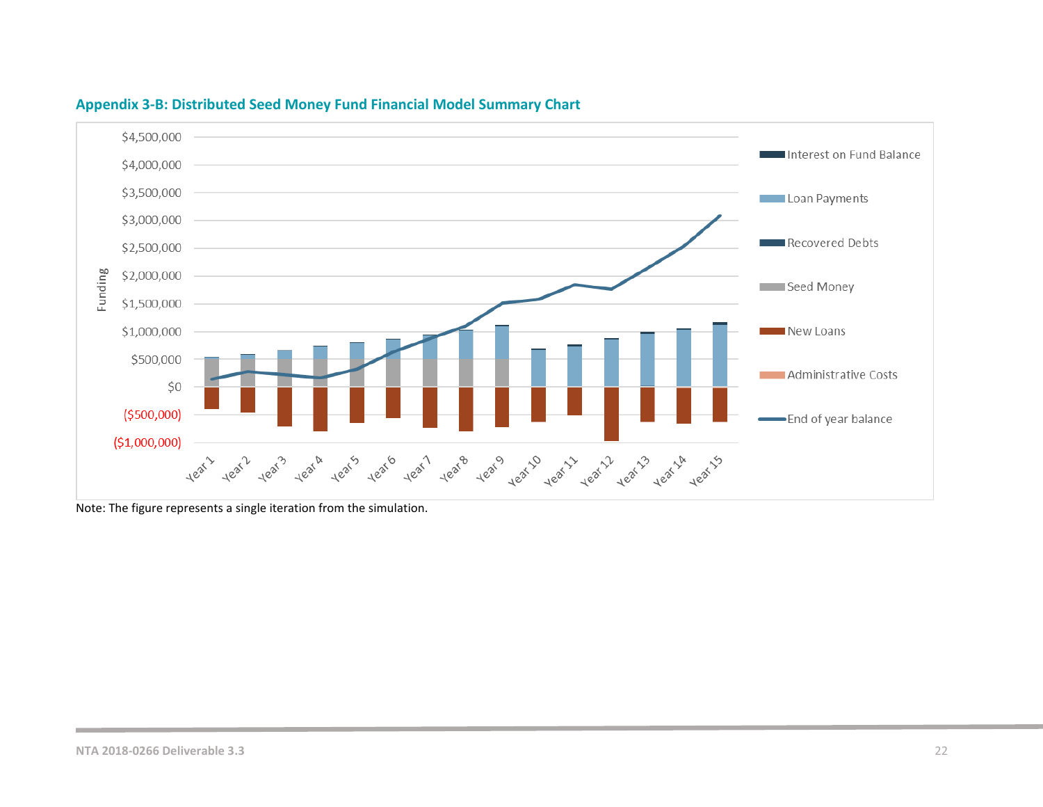## Appendix 3-B: Distributed Seed Money Fund Financial Model Summary Chart

Note: The figure represents a single iteration from the simulation.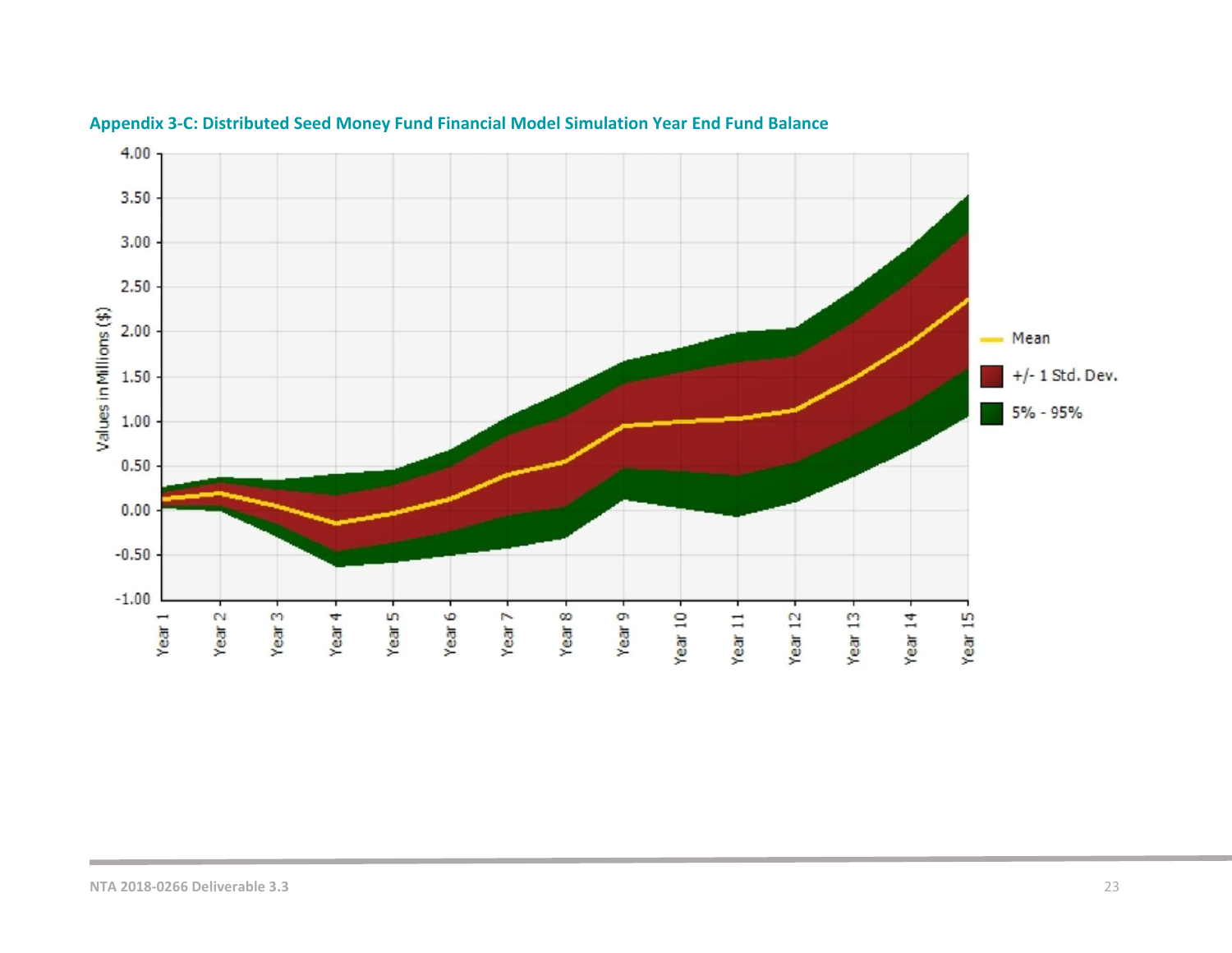### Appendix 3-C: Distributed Seed Money Fund Financial Model Simulation Year End Fund Balance

Values in Millions ($)

4.00
3.50
3.00
2.50
2.00
1.50
1.00
0.50
0.00
-0.50
-1.00

Year 1
Year 2
Year 3
Year 4
Year 5
Year 6
Year 7
Year 8
Year 9
Year 10
Year 11
Year 12
Year 13
Year 14
Year 15

Mean
+/- 1 Std. Dev.
5% - 95%